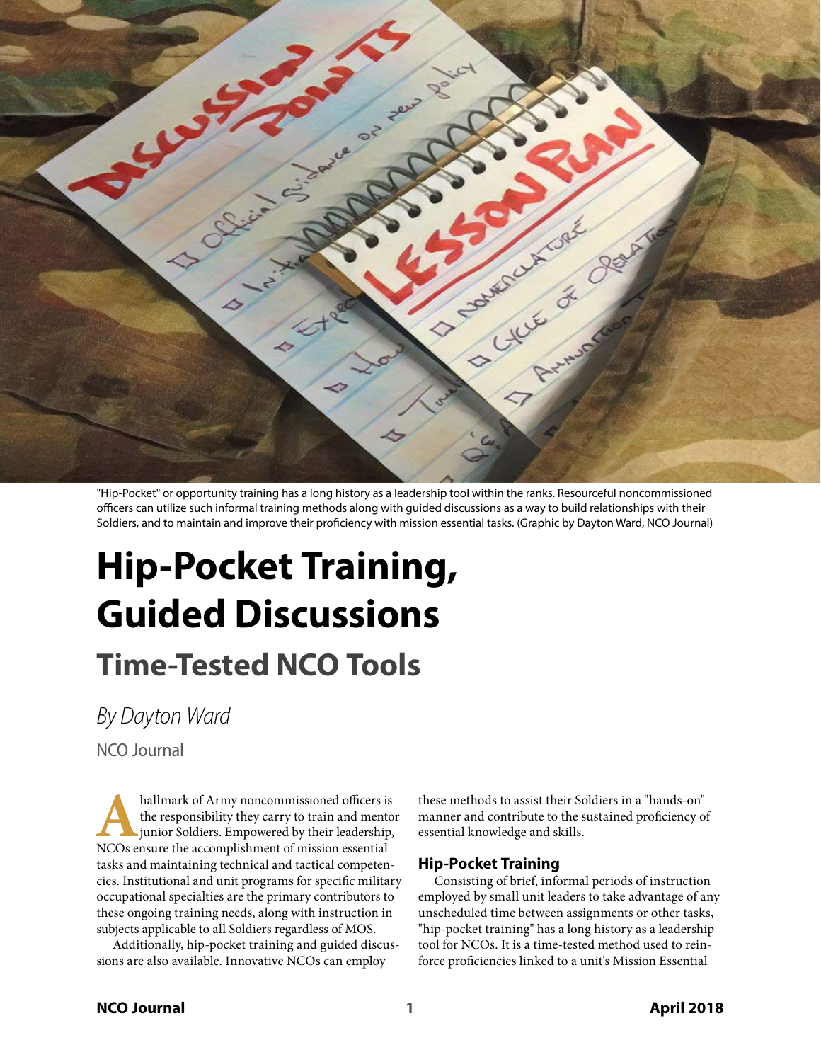"Hip-Pocket" or opportunity training has a long history as a leadership tool within the ranks. Resourceful noncommissioned officers can utilize such informal training methods along with guided discussions as a way to build relationships with their Soldiers, and to maintain and improve their proficiency with mission essential tasks. (Graphic by Dayton Ward, NCO Journal)

# Hip-Pocket Training, Guided Discussions

## Time-Tested NCO Tools

*By Dayton Ward*

NCO Journal

A hallmark of Army noncommissioned officers is the responsibility they carry to train and mentor junior Soldiers. Empowered by their leadership, NCOs ensure the accomplishment of mission essential tasks and maintaining technical and tactical competencies. Institutional and unit programs for specific military occupational specialties are the primary contributors to these ongoing training needs, along with instruction in subjects applicable to all Soldiers regardless of MOS.

Additionally, hip-pocket training and guided discussions are also available. Innovative NCOs can employ these methods to assist their Soldiers in a "hands-on" manner and contribute to the sustained proficiency of essential knowledge and skills.

### Hip-Pocket Training

Consisting of brief, informal periods of instruction employed by small unit leaders to take advantage of any unscheduled time between assignments or other tasks, "hip-pocket training" has a long history as a leadership tool for NCOs. It is a time-tested method used to reinforce proficiencies linked to a unit's Mission Essential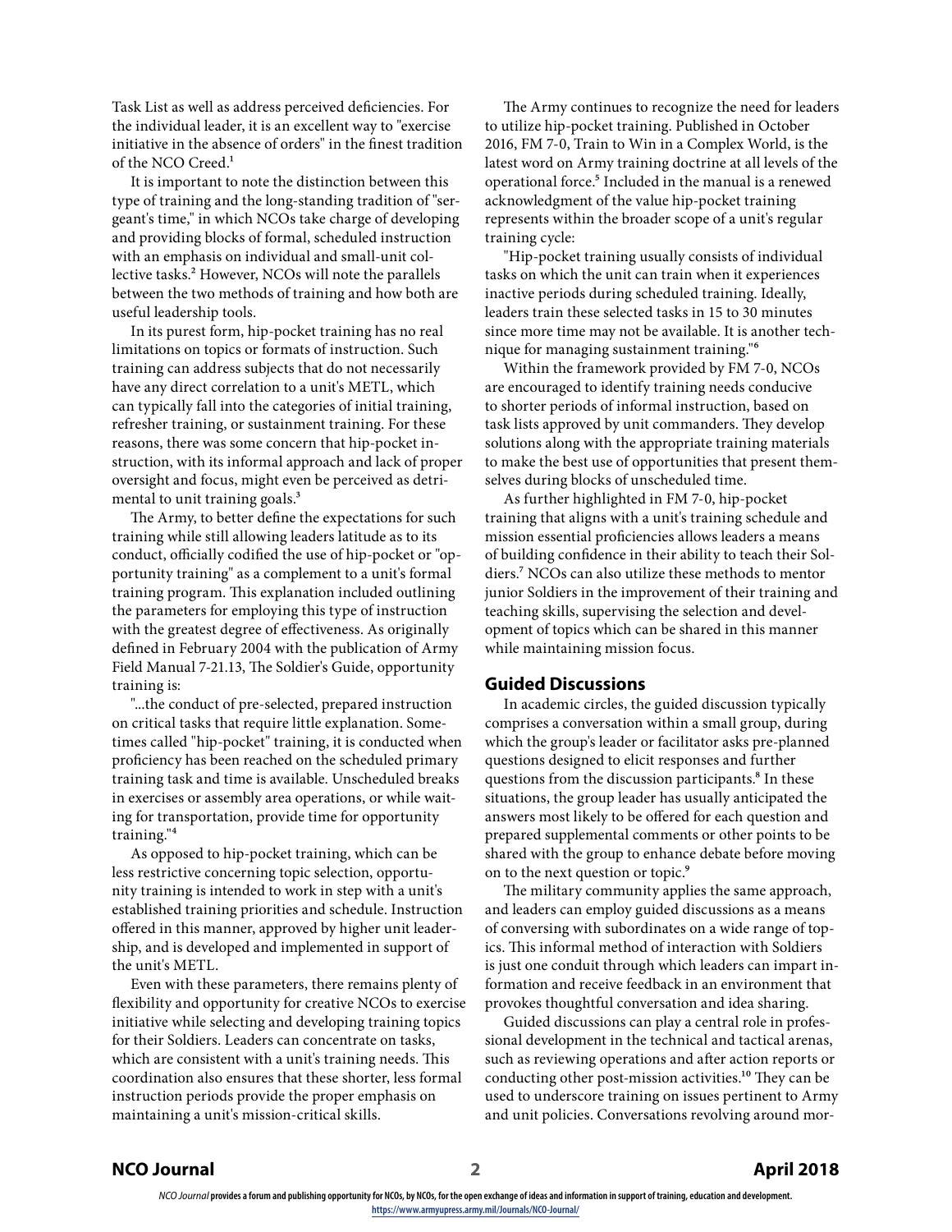Task List as well as address perceived deficiencies. For the individual leader, it is an excellent way to "exercise initiative in the absence of orders" in the finest tradition of the NCO Creed.[1]

It is important to note the distinction between this type of training and the long-standing tradition of "sergeant's time," in which NCOs take charge of developing and providing blocks of formal, scheduled instruction with an emphasis on individual and small-unit collective tasks.[2] However, NCOs will note the parallels between the two methods of training and how both are useful leadership tools.

In its purest form, hip-pocket training has no real limitations on topics or formats of instruction. Such training can address subjects that do not necessarily have any direct correlation to a unit's METL, which can typically fall into the categories of initial training, refresher training, or sustainment training. For these reasons, there was some concern that hip-pocket instruction, with its informal approach and lack of proper oversight and focus, might even be perceived as detrimental to unit training goals.[3]

The Army, to better define the expectations for such training while still allowing leaders latitude as to its conduct, officially codified the use of hip-pocket or "opportunity training" as a complement to a unit's formal training program. This explanation included outlining the parameters for employing this type of instruction with the greatest degree of effectiveness. As originally defined in February 2004 with the publication of Army Field Manual 7-21.13, The Soldier's Guide, opportunity training is:

"...the conduct of pre-selected, prepared instruction on critical tasks that require little explanation. Sometimes called "hip-pocket" training, it is conducted when proficiency has been reached on the scheduled primary training task and time is available. Unscheduled breaks in exercises or assembly area operations, or while waiting for transportation, provide time for opportunity training."[4]

As opposed to hip-pocket training, which can be less restrictive concerning topic selection, opportunity training is intended to work in step with a unit's established training priorities and schedule. Instruction offered in this manner, approved by higher unit leadership, and is developed and implemented in support of the unit's METL.

Even with these parameters, there remains plenty of flexibility and opportunity for creative NCOs to exercise initiative while selecting and developing training topics for their Soldiers. Leaders can concentrate on tasks, which are consistent with a unit's training needs. This coordination also ensures that these shorter, less formal instruction periods provide the proper emphasis on maintaining a unit's mission-critical skills.

The Army continues to recognize the need for leaders to utilize hip-pocket training. Published in October 2016, FM 7-0, Train to Win in a Complex World, is the latest word on Army training doctrine at all levels of the operational force.[5] Included in the manual is a renewed acknowledgment of the value hip-pocket training represents within the broader scope of a unit's regular training cycle:

"Hip-pocket training usually consists of individual tasks on which the unit can train when it experiences inactive periods during scheduled training. Ideally, leaders train these selected tasks in 15 to 30 minutes since more time may not be available. It is another technique for managing sustainment training."[6]

Within the framework provided by FM 7-0, NCOs are encouraged to identify training needs conducive to shorter periods of informal instruction, based on task lists approved by unit commanders. They develop solutions along with the appropriate training materials to make the best use of opportunities that present themselves during blocks of unscheduled time.

As further highlighted in FM 7-0, hip-pocket training that aligns with a unit's training schedule and mission essential proficiencies allows leaders a means of building confidence in their ability to teach their Soldiers.[7] NCOs can also utilize these methods to mentor junior Soldiers in the improvement of their training and teaching skills, supervising the selection and development of topics which can be shared in this manner while maintaining mission focus.

## Guided Discussions

In academic circles, the guided discussion typically comprises a conversation within a small group, during which the group's leader or facilitator asks pre-planned questions designed to elicit responses and further questions from the discussion participants.[8] In these situations, the group leader has usually anticipated the answers most likely to be offered for each question and prepared supplemental comments or other points to be shared with the group to enhance debate before moving on to the next question or topic.[9]

The military community applies the same approach, and leaders can employ guided discussions as a means of conversing with subordinates on a wide range of topics. This informal method of interaction with Soldiers is just one conduit through which leaders can impart information and receive feedback in an environment that provokes thoughtful conversation and idea sharing.

Guided discussions can play a central role in professional development in the technical and tactical arenas, such as reviewing operations and after action reports or conducting other post-mission activities.[10] They can be used to underscore training on issues pertinent to Army and unit policies. Conversations revolving around mor-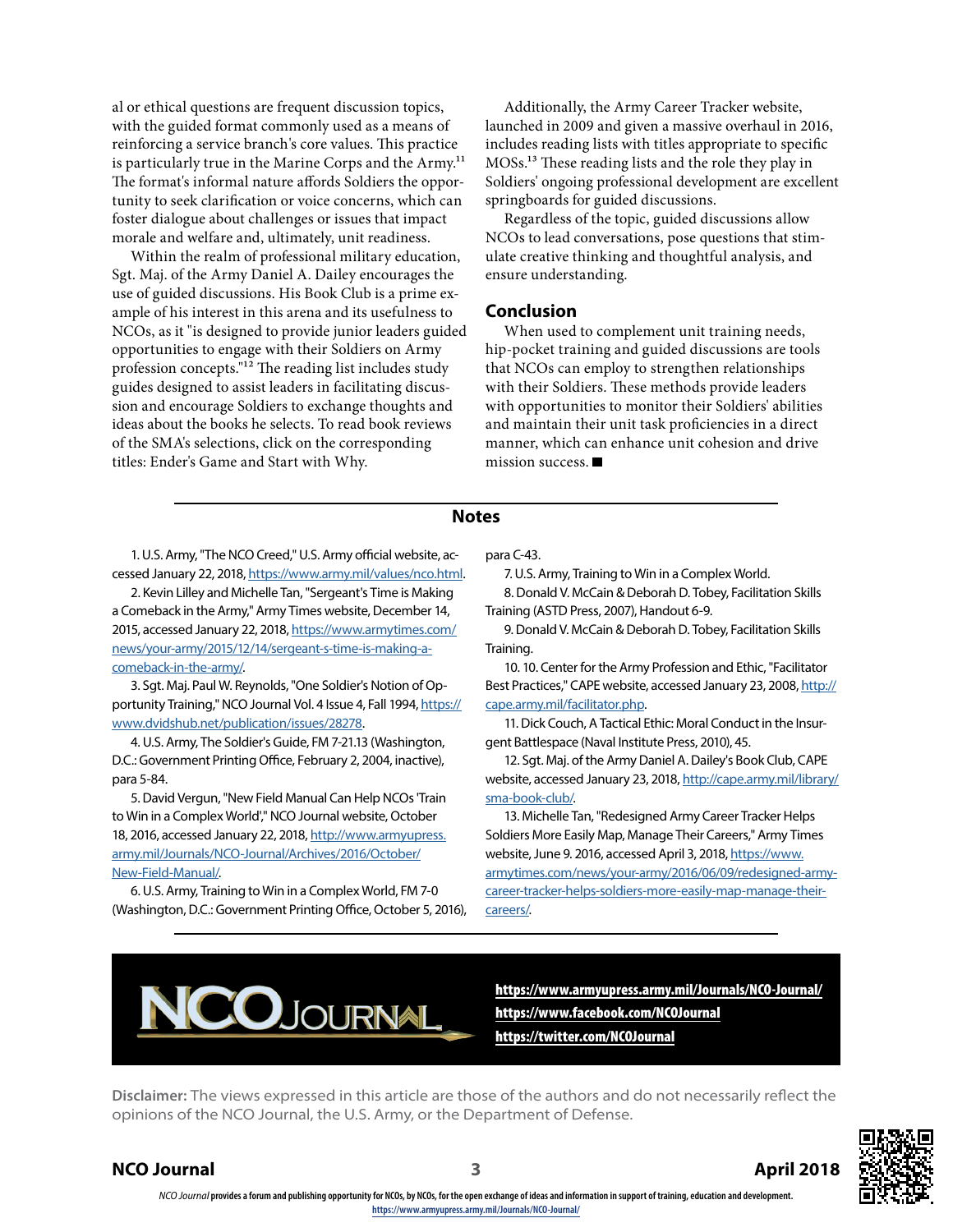al or ethical questions are frequent discussion topics, with the guided format commonly used as a means of reinforcing a service branch's core values. This practice is particularly true in the Marine Corps and the Army.[11] The format's informal nature affords Soldiers the opportunity to seek clarification or voice concerns, which can foster dialogue about challenges or issues that impact morale and welfare and, ultimately, unit readiness.

Within the realm of professional military education, Sgt. Maj. of the Army Daniel A. Dailey encourages the use of guided discussions. His Book Club is a prime example of his interest in this arena and its usefulness to NCOs, as it "is designed to provide junior leaders guided opportunities to engage with their Soldiers on Army profession concepts."[12] The reading list includes study guides designed to assist leaders in facilitating discussion and encourage Soldiers to exchange thoughts and ideas about the books he selects. To read book reviews of the SMA's selections, click on the corresponding titles: Ender's Game and Start with Why.

Additionally, the Army Career Tracker website, launched in 2009 and given a massive overhaul in 2016, includes reading lists with titles appropriate to specific MOSs.[13] These reading lists and the role they play in Soldiers' ongoing professional development are excellent springboards for guided discussions.

Regardless of the topic, guided discussions allow NCOs to lead conversations, pose questions that stimulate creative thinking and thoughtful analysis, and ensure understanding.

## Conclusion

When used to complement unit training needs, hip-pocket training and guided discussions are tools that NCOs can employ to strengthen relationships with their Soldiers. These methods provide leaders with opportunities to monitor their Soldiers' abilities and maintain their unit task proficiencies in a direct manner, which can enhance unit cohesion and drive mission success. ■

## Notes

1. U.S. Army, "The NCO Creed," U.S. Army official website, accessed January 22, 2018, https://www.army.mil/values/nco.html.

2. Kevin Lilley and Michelle Tan, "Sergeant's Time is Making a Comeback in the Army," Army Times website, December 14, 2015, accessed January 22, 2018, https://www.armytimes.com/news/your-army/2015/12/14/sergeant-s-time-is-making-a-comeback-in-the-army/.

3. Sgt. Maj. Paul W. Reynolds, "One Soldier's Notion of Opportunity Training," NCO Journal Vol. 4 Issue 4, Fall 1994, https://www.dvidshub.net/publication/issues/28278.

4. U.S. Army, The Soldier's Guide, FM 7-21.13 (Washington, D.C.: Government Printing Office, February 2, 2004, inactive), para 5-84.

5. David Vergun, "New Field Manual Can Help NCOs 'Train to Win in a Complex World'," NCO Journal website, October 18, 2016, accessed January 22, 2018, http://www.armyupress.army.mil/Journals/NCO-Journal/Archives/2016/October/New-Field-Manual/.

6. U.S. Army, Training to Win in a Complex World, FM 7-0 (Washington, D.C.: Government Printing Office, October 5, 2016), para C-43.

7. U.S. Army, Training to Win in a Complex World.

8. Donald V. McCain & Deborah D. Tobey, Facilitation Skills Training (ASTD Press, 2007), Handout 6-9.

9. Donald V. McCain & Deborah D. Tobey, Facilitation Skills Training.

10. 10. Center for the Army Profession and Ethic, "Facilitator Best Practices," CAPE website, accessed January 23, 2008, http://cape.army.mil/facilitator.php.

11. Dick Couch, A Tactical Ethic: Moral Conduct in the Insurgent Battlespace (Naval Institute Press, 2010), 45.

12. Sgt. Maj. of the Army Daniel A. Dailey's Book Club, CAPE website, accessed January 23, 2018, http://cape.army.mil/library/sma-book-club/.

13. Michelle Tan, "Redesigned Army Career Tracker Helps Soldiers More Easily Map, Manage Their Careers," Army Times website, June 9. 2016, accessed April 3, 2018, https://www.armytimes.com/news/your-army/2016/06/09/redesigned-army-career-tracker-helps-soldiers-more-easily-map-manage-their-careers/.

NCO Journal

https://www.armyupress.army.mil/Journals/NCO-Journal/
https://www.facebook.com/NCOJournal
https://twitter.com/NCOJournal

**Disclaimer:** The views expressed in this article are those of the authors and do not necessarily reflect the opinions of the NCO Journal, the U.S. Army, or the Department of Defense.

*NCO Journal* provides a forum and publishing opportunity for NCOs, by NCOs, for the open exchange of ideas and information in support of training, education and development.
https://www.armyupress.army.mil/Journals/NCO-Journal/